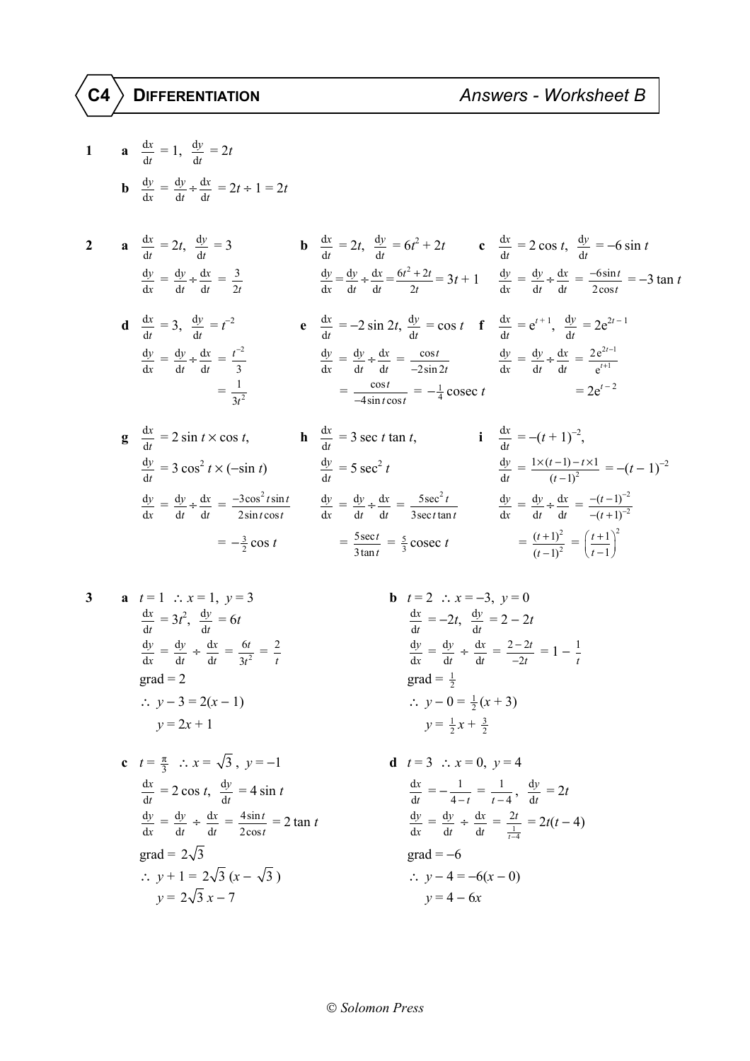# C4 DIFFERENTIATION — *Answers - Worksheet B*

**1**

**a** $\frac{dx}{dt} = 1,\ \frac{dy}{dt} = 2t$

**b** $\frac{dy}{dx} = \frac{dy}{dt} \div \frac{dx}{dt} = 2t \div 1 = 2t$

**2**

**a** $\frac{dx}{dt} = 2t,\ \frac{dy}{dt} = 3$

$\frac{dy}{dx} = \frac{dy}{dt} \div \frac{dx}{dt} = \frac{3}{2t}$

**b** $\frac{dx}{dt} = 2t,\ \frac{dy}{dt} = 6t^2 + 2t$

$\frac{dy}{dx} = \frac{dy}{dt} \div \frac{dx}{dt} = \frac{6t^2 + 2t}{2t} = 3t + 1$

**c** $\frac{dx}{dt} = 2\cos t,\ \frac{dy}{dt} = -6\sin t$

$\frac{dy}{dx} = \frac{dy}{dt} \div \frac{dx}{dt} = \frac{-6\sin t}{2\cos t} = -3\tan t$

**d** $\frac{dx}{dt} = 3,\ \frac{dy}{dt} = t^{-2}$

$\frac{dy}{dx} = \frac{dy}{dt} \div \frac{dx}{dt} = \frac{t^{-2}}{3}$

$= \frac{1}{3t^2}$

**e** $\frac{dx}{dt} = -2\sin 2t,\ \frac{dy}{dt} = \cos t$

$\frac{dy}{dx} = \frac{dy}{dt} \div \frac{dx}{dt} = \frac{\cos t}{-2\sin 2t}$

$= \frac{\cos t}{-4\sin t\cos t} = -\frac{1}{4}\operatorname{cosec} t$

**f** $\frac{dx}{dt} = e^{t+1},\ \frac{dy}{dt} = 2e^{2t-1}$

$\frac{dy}{dx} = \frac{dy}{dt} \div \frac{dx}{dt} = \frac{2e^{2t-1}}{e^{t+1}}$

$= 2e^{t-2}$

**g** $\frac{dx}{dt} = 2\sin t \times \cos t,$

$\frac{dy}{dt} = 3\cos^2 t \times (-\sin t)$

$\frac{dy}{dx} = \frac{dy}{dt} \div \frac{dx}{dt} = \frac{-3\cos^2 t\sin t}{2\sin t\cos t}$

$= -\frac{3}{2}\cos t$

**h** $\frac{dx}{dt} = 3\sec t\tan t,$

$\frac{dy}{dt} = 5\sec^2 t$

$\frac{dy}{dx} = \frac{dy}{dt} \div \frac{dx}{dt} = \frac{5\sec^2 t}{3\sec t\tan t}$

$= \frac{5\sec t}{3\tan t} = \frac{5}{3}\operatorname{cosec} t$

**i** $\frac{dx}{dt} = -(t+1)^{-2},$

$\frac{dy}{dt} = \frac{1\times(t-1) - t\times 1}{(t-1)^2} = -(t-1)^{-2}$

$\frac{dy}{dx} = \frac{dy}{dt} \div \frac{dx}{dt} = \frac{-(t-1)^{-2}}{-(t+1)^{-2}}$

$= \frac{(t+1)^2}{(t-1)^2} = \left(\frac{t+1}{t-1}\right)^2$

**3**

**a** $t = 1\ \therefore x = 1,\ y = 3$

$\frac{dx}{dt} = 3t^2,\ \frac{dy}{dt} = 6t$

$\frac{dy}{dx} = \frac{dy}{dt} \div \frac{dx}{dt} = \frac{6t}{3t^2} = \frac{2}{t}$

grad = 2

$\therefore\ y - 3 = 2(x - 1)$

$y = 2x + 1$

**b** $t = 2\ \therefore x = -3,\ y = 0$

$\frac{dx}{dt} = -2t,\ \frac{dy}{dt} = 2 - 2t$

$\frac{dy}{dx} = \frac{dy}{dt} \div \frac{dx}{dt} = \frac{2-2t}{-2t} = 1 - \frac{1}{t}$

grad = $\frac{1}{2}$

$\therefore\ y - 0 = \frac{1}{2}(x + 3)$

$y = \frac{1}{2}x + \frac{3}{2}$

**c** $t = \frac{\pi}{3}\ \therefore x = \sqrt{3},\ y = -1$

$\frac{dx}{dt} = 2\cos t,\ \frac{dy}{dt} = 4\sin t$

$\frac{dy}{dx} = \frac{dy}{dt} \div \frac{dx}{dt} = \frac{4\sin t}{2\cos t} = 2\tan t$

grad = $2\sqrt{3}$

$\therefore\ y + 1 = 2\sqrt{3}\,(x - \sqrt{3})$

$y = 2\sqrt{3}\,x - 7$

**d** $t = 3\ \therefore x = 0,\ y = 4$

$\frac{dx}{dt} = -\frac{1}{4-t} = \frac{1}{t-4},\ \frac{dy}{dt} = 2t$

$\frac{dy}{dx} = \frac{dy}{dt} \div \frac{dx}{dt} = \frac{2t}{\frac{1}{t-4}} = 2t(t-4)$

grad = $-6$

$\therefore\ y - 4 = -6(x - 0)$

$y = 4 - 6x$

© Solomon Press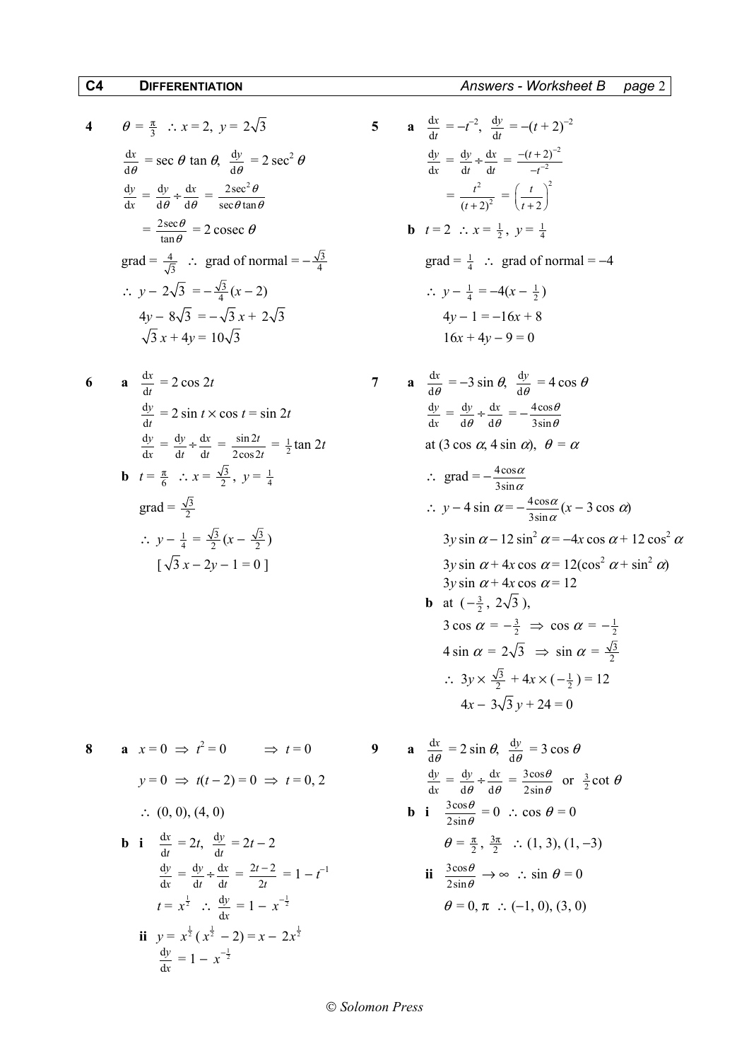**4** $\theta = \frac{\pi}{3} \therefore x = 2,\ y = 2\sqrt{3}$

$\frac{dx}{d\theta} = \sec\theta\tan\theta,\ \frac{dy}{d\theta} = 2\sec^2\theta$

$\frac{dy}{dx} = \frac{dy}{d\theta} \div \frac{dx}{d\theta} = \frac{2\sec^2\theta}{\sec\theta\tan\theta}$

$= \frac{2\sec\theta}{\tan\theta} = 2\,\text{cosec}\,\theta$

grad $= \frac{4}{\sqrt{3}} \therefore$ grad of normal $= -\frac{\sqrt{3}}{4}$

$\therefore y - 2\sqrt{3} = -\frac{\sqrt{3}}{4}(x - 2)$

$4y - 8\sqrt{3} = -\sqrt{3}\,x + 2\sqrt{3}$

$\sqrt{3}\,x + 4y = 10\sqrt{3}$

**5** **a** $\frac{dx}{dt} = -t^{-2},\ \frac{dy}{dt} = -(t+2)^{-2}$

$\frac{dy}{dx} = \frac{dy}{dt} \div \frac{dx}{dt} = \frac{-(t+2)^{-2}}{-t^{-2}}$

$= \frac{t^2}{(t+2)^2} = \left(\frac{t}{t+2}\right)^2$

**b** $t = 2 \therefore x = \frac{1}{2},\ y = \frac{1}{4}$

grad $= \frac{1}{4} \therefore$ grad of normal $= -4$

$\therefore y - \frac{1}{4} = -4(x - \frac{1}{2})$

$4y - 1 = -16x + 8$

$16x + 4y - 9 = 0$

**6** **a** $\frac{dx}{dt} = 2\cos 2t$

$\frac{dy}{dt} = 2\sin t \times \cos t = \sin 2t$

$\frac{dy}{dx} = \frac{dy}{dt} \div \frac{dx}{dt} = \frac{\sin 2t}{2\cos 2t} = \frac{1}{2}\tan 2t$

**b** $t = \frac{\pi}{6} \therefore x = \frac{\sqrt{3}}{2},\ y = \frac{1}{4}$

grad $= \frac{\sqrt{3}}{2}$

$\therefore y - \frac{1}{4} = \frac{\sqrt{3}}{2}(x - \frac{\sqrt{3}}{2})$

$[\ \sqrt{3}\,x - 2y - 1 = 0\ ]$

**7** **a** $\frac{dx}{d\theta} = -3\sin\theta,\ \frac{dy}{d\theta} = 4\cos\theta$

$\frac{dy}{dx} = \frac{dy}{d\theta} \div \frac{dx}{d\theta} = -\frac{4\cos\theta}{3\sin\theta}$

at $(3\cos\alpha, 4\sin\alpha)$, $\theta = \alpha$

$\therefore$ grad $= -\frac{4\cos\alpha}{3\sin\alpha}$

$\therefore y - 4\sin\alpha = -\frac{4\cos\alpha}{3\sin\alpha}(x - 3\cos\alpha)$

$3y\sin\alpha - 12\sin^2\alpha = -4x\cos\alpha + 12\cos^2\alpha$

$3y\sin\alpha + 4x\cos\alpha = 12(\cos^2\alpha + \sin^2\alpha)$

$3y\sin\alpha + 4x\cos\alpha = 12$

**b** at $(-\frac{3}{2},\ 2\sqrt{3})$,

$3\cos\alpha = -\frac{3}{2} \Rightarrow \cos\alpha = -\frac{1}{2}$

$4\sin\alpha = 2\sqrt{3} \Rightarrow \sin\alpha = \frac{\sqrt{3}}{2}$

$\therefore 3y \times \frac{\sqrt{3}}{2} + 4x \times (-\frac{1}{2}) = 12$

$4x - 3\sqrt{3}\,y + 24 = 0$

**8** **a** $x = 0 \Rightarrow t^2 = 0 \Rightarrow t = 0$

$y = 0 \Rightarrow t(t-2) = 0 \Rightarrow t = 0, 2$

$\therefore (0, 0), (4, 0)$

**b** **i** $\frac{dx}{dt} = 2t,\ \frac{dy}{dt} = 2t - 2$

$\frac{dy}{dx} = \frac{dy}{dt} \div \frac{dx}{dt} = \frac{2t-2}{2t} = 1 - t^{-1}$

$t = x^{\frac{1}{2}} \therefore \frac{dy}{dx} = 1 - x^{-\frac{1}{2}}$

**ii** $y = x^{\frac{1}{2}}(x^{\frac{1}{2}} - 2) = x - 2x^{\frac{1}{2}}$

$\frac{dy}{dx} = 1 - x^{-\frac{1}{2}}$

**9** **a** $\frac{dx}{d\theta} = 2\sin\theta,\ \frac{dy}{d\theta} = 3\cos\theta$

$\frac{dy}{dx} = \frac{dy}{d\theta} \div \frac{dx}{d\theta} = \frac{3\cos\theta}{2\sin\theta}$ or $\frac{3}{2}\cot\theta$

**b** **i** $\frac{3\cos\theta}{2\sin\theta} = 0 \therefore \cos\theta = 0$

$\theta = \frac{\pi}{2}, \frac{3\pi}{2} \therefore (1, 3), (1, -3)$

**ii** $\frac{3\cos\theta}{2\sin\theta} \to \infty \therefore \sin\theta = 0$

$\theta = 0, \pi \therefore (-1, 0), (3, 0)$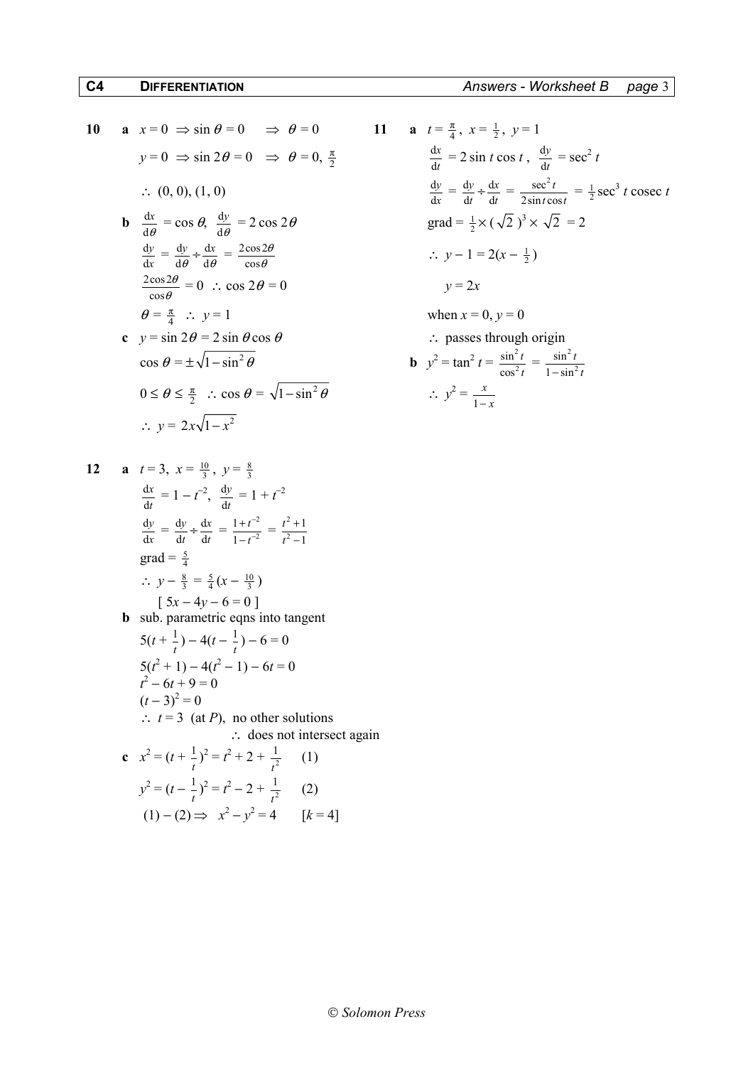**10** **a** $x = 0 \Rightarrow \sin\theta = 0 \quad \Rightarrow \theta = 0$

$y = 0 \Rightarrow \sin 2\theta = 0 \quad \Rightarrow \theta = 0, \frac{\pi}{2}$

$\therefore$ (0, 0), (1, 0)

**b** $\frac{dx}{d\theta} = \cos\theta, \ \frac{dy}{d\theta} = 2\cos 2\theta$

$\frac{dy}{dx} = \frac{dy}{d\theta} \div \frac{dx}{d\theta} = \frac{2\cos 2\theta}{\cos\theta}$

$\frac{2\cos 2\theta}{\cos\theta} = 0 \ \therefore \cos 2\theta = 0$

$\theta = \frac{\pi}{4} \ \therefore y = 1$

**c** $y = \sin 2\theta = 2\sin\theta\cos\theta$

$\cos\theta = \pm\sqrt{1 - \sin^2\theta}$

$0 \leq \theta \leq \frac{\pi}{2} \ \therefore \cos\theta = \sqrt{1 - \sin^2\theta}$

$\therefore y = 2x\sqrt{1 - x^2}$

**11** **a** $t = \frac{\pi}{4}, \ x = \frac{1}{2}, \ y = 1$

$\frac{dx}{dt} = 2\sin t\cos t, \ \frac{dy}{dt} = \sec^2 t$

$\frac{dy}{dx} = \frac{dy}{dt} \div \frac{dx}{dt} = \frac{\sec^2 t}{2\sin t\cos t} = \frac{1}{2}\sec^3 t \operatorname{cosec} t$

grad $= \frac{1}{2} \times (\sqrt{2})^3 \times \sqrt{2} = 2$

$\therefore y - 1 = 2(x - \frac{1}{2})$

$y = 2x$

when $x = 0, y = 0$

$\therefore$ passes through origin

**b** $y^2 = \tan^2 t = \frac{\sin^2 t}{\cos^2 t} = \frac{\sin^2 t}{1 - \sin^2 t}$

$\therefore y^2 = \frac{x}{1 - x}$

**12** **a** $t = 3, \ x = \frac{10}{3}, \ y = \frac{8}{3}$

$\frac{dx}{dt} = 1 - t^{-2}, \ \frac{dy}{dt} = 1 + t^{-2}$

$\frac{dy}{dx} = \frac{dy}{dt} \div \frac{dx}{dt} = \frac{1 + t^{-2}}{1 - t^{-2}} = \frac{t^2 + 1}{t^2 - 1}$

grad $= \frac{5}{4}$

$\therefore y - \frac{8}{3} = \frac{5}{4}(x - \frac{10}{3})$

[ $5x - 4y - 6 = 0$ ]

**b** sub. parametric eqns into tangent

$5(t + \frac{1}{t}) - 4(t - \frac{1}{t}) - 6 = 0$

$5(t^2 + 1) - 4(t^2 - 1) - 6t = 0$

$t^2 - 6t + 9 = 0$

$(t - 3)^2 = 0$

$\therefore t = 3$ (at $P$), no other solutions

$\therefore$ does not intersect again

**c** $x^2 = (t + \frac{1}{t})^2 = t^2 + 2 + \frac{1}{t^2} \quad (1)$

$y^2 = (t - \frac{1}{t})^2 = t^2 - 2 + \frac{1}{t^2} \quad (2)$

$(1) - (2) \Rightarrow \ x^2 - y^2 = 4 \qquad [k = 4]$

© Solomon Press